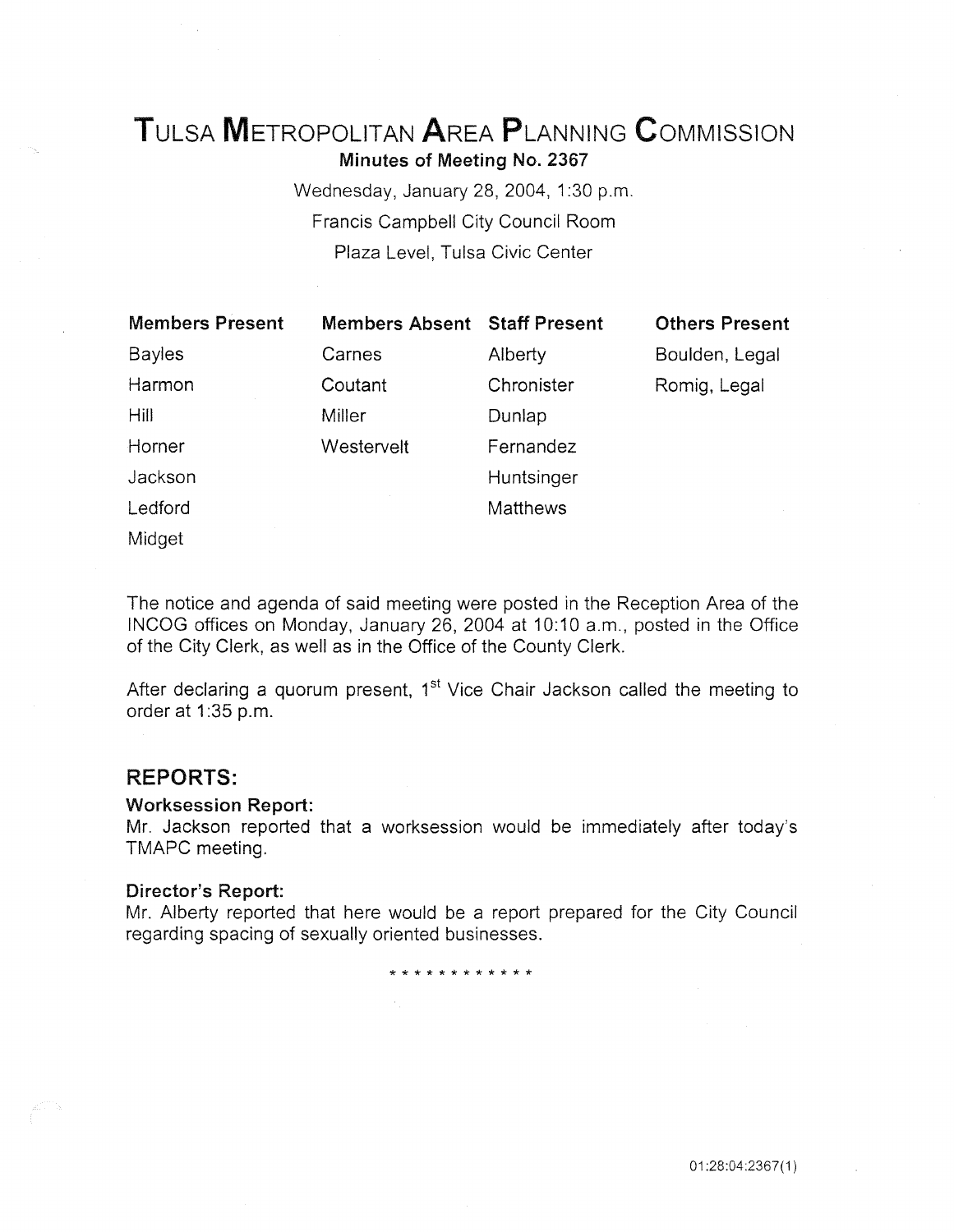# TULSA METROPOLITAN AREA PLANNING COMMISSION

**Minutes of Meeting No. 2367**

Wednesday, January 28, 2004, 1:30 p.m.

Francis Campbell City Council Room

Plaza Level, Tulsa Civic Center

| Members Present | Members Absent | Staff Present | Others Present |
|---|---|---|---|
| Bayles | Carnes | Alberty | Boulden, Legal |
| Harmon | Coutant | Chronister | Romig, Legal |
| Hill | Miller | Dunlap | |
| Horner | Westervelt | Fernandez | |
| Jackson | | Huntsinger | |
| Ledford | | Matthews | |
| Midget | | | |

The notice and agenda of said meeting were posted in the Reception Area of the INCOG offices on Monday, January 26, 2004 at 10:10 a.m., posted in the Office of the City Clerk, as well as in the Office of the County Clerk.

After declaring a quorum present, 1st Vice Chair Jackson called the meeting to order at 1:35 p.m.

## REPORTS:

**Worksession Report:**

Mr. Jackson reported that a worksession would be immediately after today's TMAPC meeting.

**Director's Report:**

Mr. Alberty reported that here would be a report prepared for the City Council regarding spacing of sexually oriented businesses.

\* \* \* \* \* \* \* \* \* \* \* \*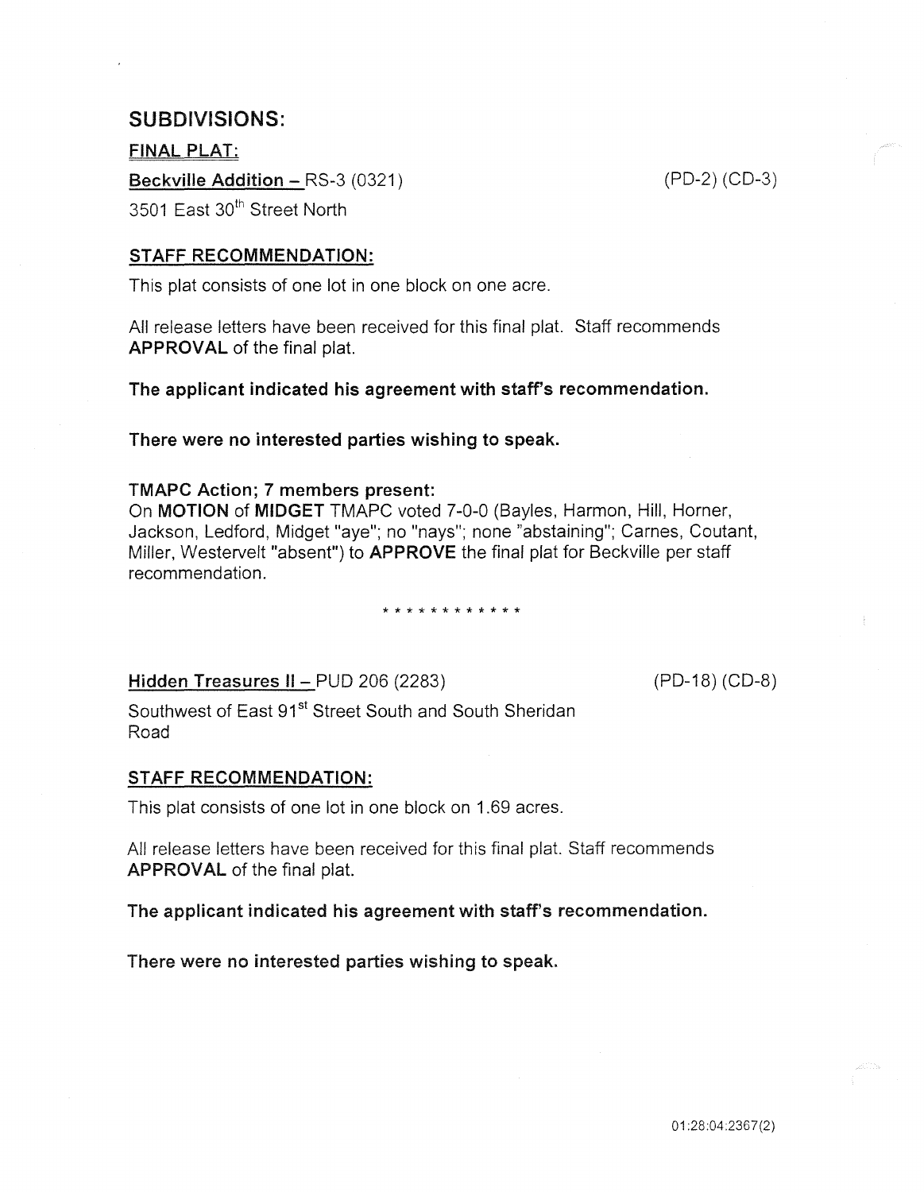## SUBDIVISIONS:

**FINAL PLAT:**

**Beckville Addition –** RS-3 (0321) (PD-2) (CD-3)

3501 East 30th Street North

**STAFF RECOMMENDATION:**

This plat consists of one lot in one block on one acre.

All release letters have been received for this final plat. Staff recommends **APPROVAL** of the final plat.

**The applicant indicated his agreement with staff's recommendation.**

**There were no interested parties wishing to speak.**

**TMAPC Action; 7 members present:**

On **MOTION** of **MIDGET** TMAPC voted 7-0-0 (Bayles, Harmon, Hill, Horner, Jackson, Ledford, Midget "aye"; no "nays"; none "abstaining"; Carnes, Coutant, Miller, Westervelt "absent") to **APPROVE** the final plat for Beckville per staff recommendation.

* * * * * * * * * * * *

**Hidden Treasures II –** PUD 206 (2283) (PD-18) (CD-8)

Southwest of East 91st Street South and South Sheridan Road

**STAFF RECOMMENDATION:**

This plat consists of one lot in one block on 1.69 acres.

All release letters have been received for this final plat. Staff recommends **APPROVAL** of the final plat.

**The applicant indicated his agreement with staff's recommendation.**

**There were no interested parties wishing to speak.**

01:28:04:2367(2)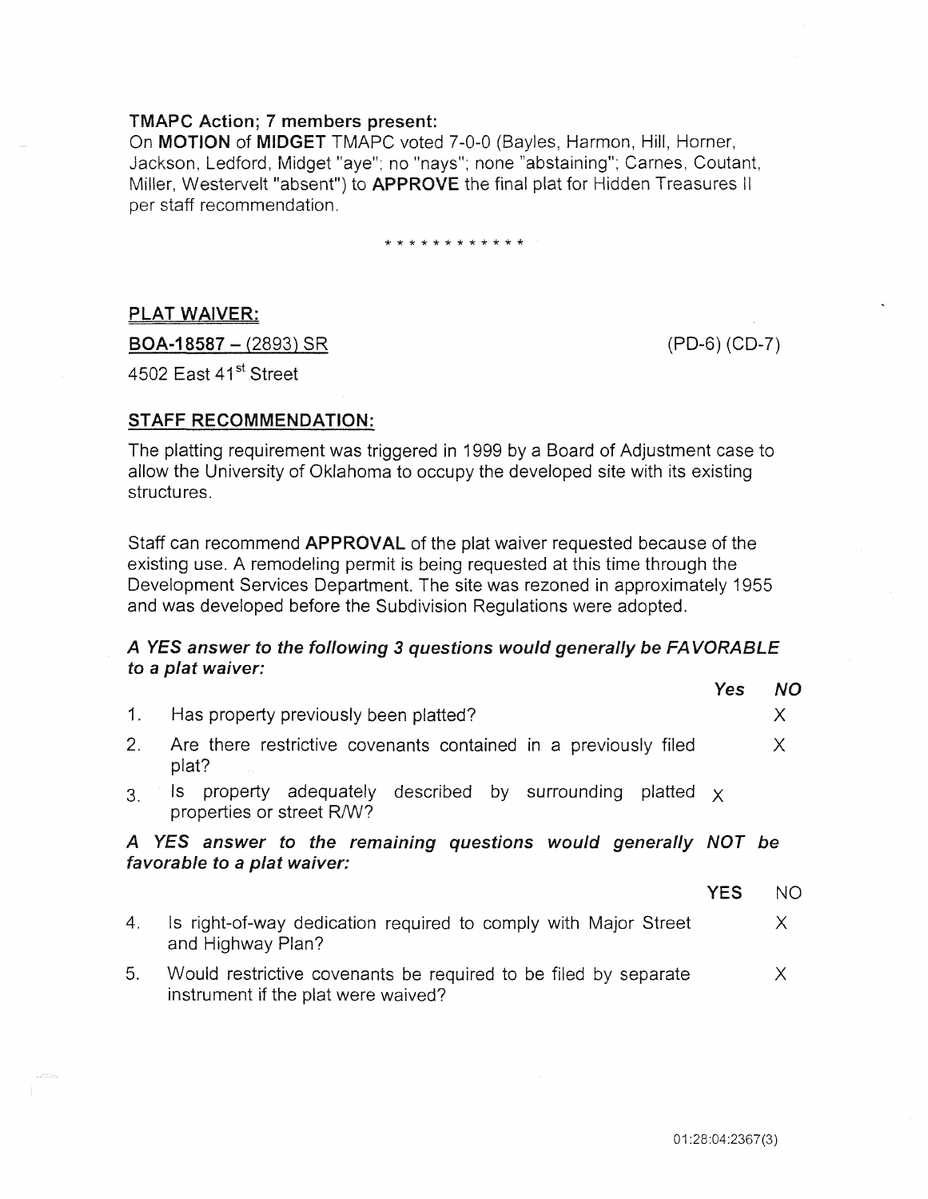**TMAPC Action; 7 members present:**

On **MOTION** of **MIDGET** TMAPC voted 7-0-0 (Bayles, Harmon, Hill, Horner, Jackson, Ledford, Midget "aye"; no "nays"; none "abstaining"; Carnes, Coutant, Miller, Westervelt "absent") to **APPROVE** the final plat for Hidden Treasures II per staff recommendation.

\* \* \* \* \* \* \* \* \* \* \* \*

**PLAT WAIVER:**

**BOA-18587 – (2893) SR** (PD-6) (CD-7)

4502 East 41st Street

**STAFF RECOMMENDATION:**

The platting requirement was triggered in 1999 by a Board of Adjustment case to allow the University of Oklahoma to occupy the developed site with its existing structures.

Staff can recommend **APPROVAL** of the plat waiver requested because of the existing use. A remodeling permit is being requested at this time through the Development Services Department. The site was rezoned in approximately 1955 and was developed before the Subdivision Regulations were adopted.

***A YES answer to the following 3 questions would generally be FAVORABLE to a plat waiver:***

| | | *Yes* | *NO* |
|---|---|---|---|
| 1. | Has property previously been platted? | | X |
| 2. | Are there restrictive covenants contained in a previously filed plat? | | X |
| 3. | Is property adequately described by surrounding platted properties or street R/W? | X | |

***A YES answer to the remaining questions would generally NOT be favorable to a plat waiver:***

| | | **YES** | NO |
|---|---|---|---|
| 4. | Is right-of-way dedication required to comply with Major Street and Highway Plan? | | X |
| 5. | Would restrictive covenants be required to be filed by separate instrument if the plat were waived? | | X |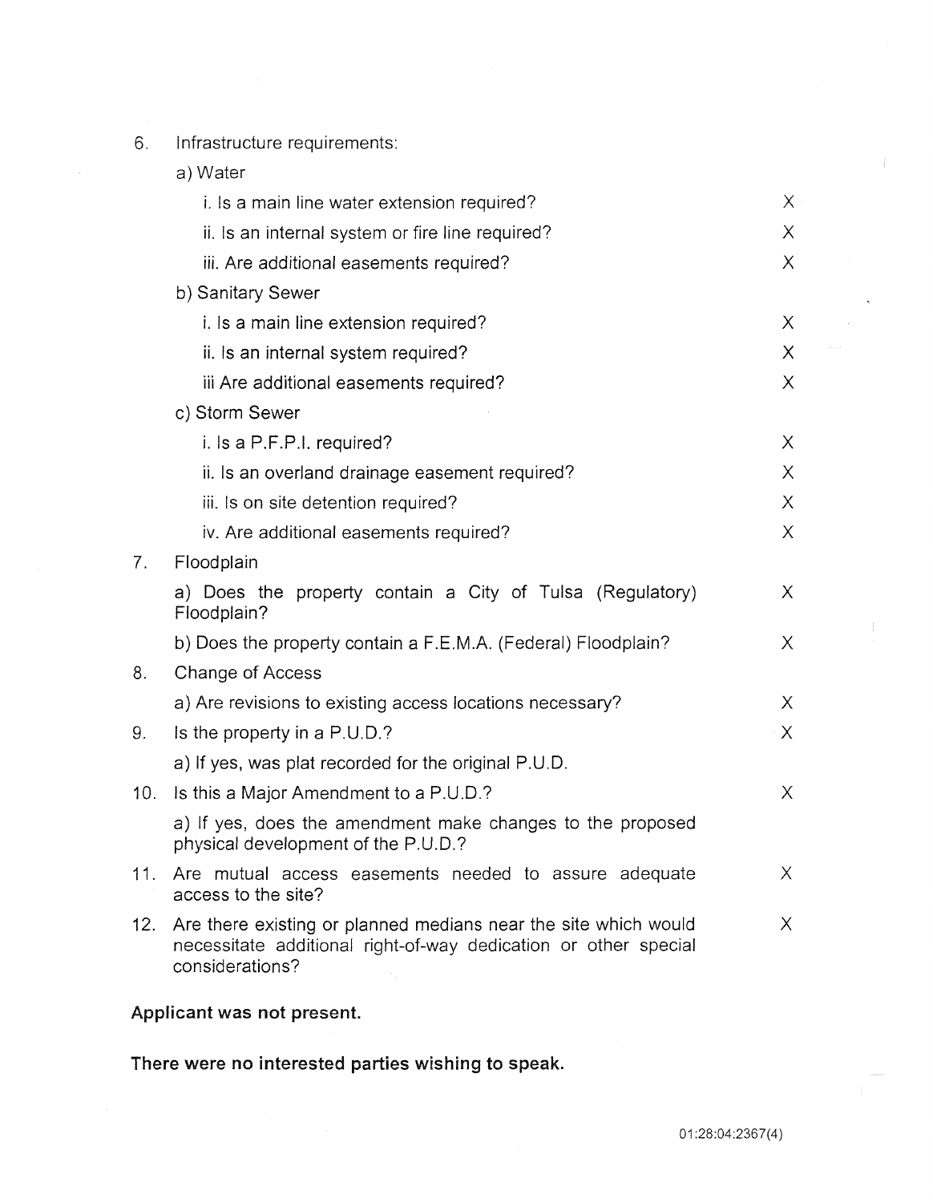6. Infrastructure requirements:

   a) Water

   | | |
   |---|---|
   | i. Is a main line water extension required? | X |
   | ii. Is an internal system or fire line required? | X |
   | iii. Are additional easements required? | X |

   b) Sanitary Sewer

   | | |
   |---|---|
   | i. Is a main line extension required? | X |
   | ii. Is an internal system required? | X |
   | iii Are additional easements required? | X |

   c) Storm Sewer

   | | |
   |---|---|
   | i. Is a P.F.P.I. required? | X |
   | ii. Is an overland drainage easement required? | X |
   | iii. Is on site detention required? | X |
   | iv. Are additional easements required? | X |

7. Floodplain

   | | |
   |---|---|
   | a) Does the property contain a City of Tulsa (Regulatory) Floodplain? | X |
   | b) Does the property contain a F.E.M.A. (Federal) Floodplain? | X |

8. Change of Access

   | | |
   |---|---|
   | a) Are revisions to existing access locations necessary? | X |

9. Is the property in a P.U.D.? X

   a) If yes, was plat recorded for the original P.U.D.

10. Is this a Major Amendment to a P.U.D.? X

    a) If yes, does the amendment make changes to the proposed physical development of the P.U.D.?

11. Are mutual access easements needed to assure adequate access to the site? X

12. Are there existing or planned medians near the site which would necessitate additional right-of-way dedication or other special considerations? X

**Applicant was not present.**

**There were no interested parties wishing to speak.**

01:28:04:2367(4)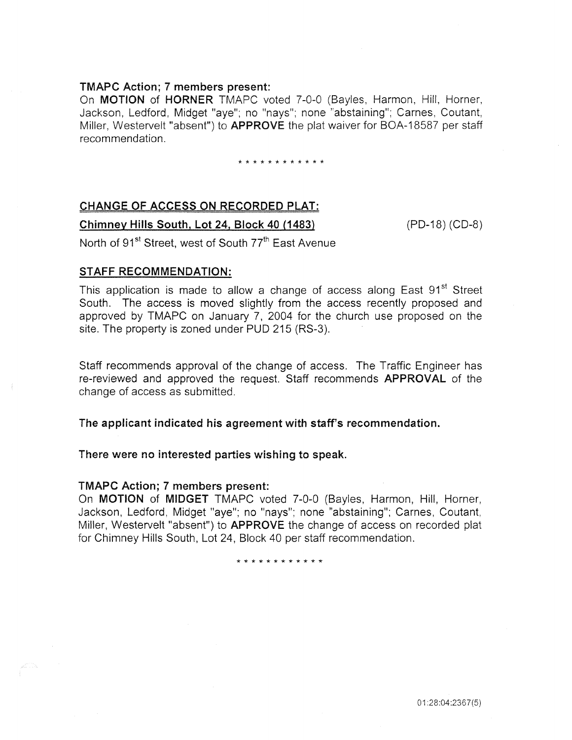**TMAPC Action; 7 members present:**

On **MOTION** of **HORNER** TMAPC voted 7-0-0 (Bayles, Harmon, Hill, Horner, Jackson, Ledford, Midget "aye"; no "nays"; none "abstaining"; Carnes, Coutant, Miller, Westervelt "absent") to **APPROVE** the plat waiver for BOA-18587 per staff recommendation.

* * * * * * * * * * * *

**CHANGE OF ACCESS ON RECORDED PLAT:**

**Chimney Hills South, Lot 24, Block 40 (1483)** (PD-18) (CD-8)

North of 91st Street, west of South 77th East Avenue

**STAFF RECOMMENDATION:**

This application is made to allow a change of access along East 91st Street South. The access is moved slightly from the access recently proposed and approved by TMAPC on January 7, 2004 for the church use proposed on the site. The property is zoned under PUD 215 (RS-3).

Staff recommends approval of the change of access. The Traffic Engineer has re-reviewed and approved the request. Staff recommends **APPROVAL** of the change of access as submitted.

**The applicant indicated his agreement with staff's recommendation.**

**There were no interested parties wishing to speak.**

**TMAPC Action; 7 members present:**

On **MOTION** of **MIDGET** TMAPC voted 7-0-0 (Bayles, Harmon, Hill, Horner, Jackson, Ledford, Midget "aye"; no "nays"; none "abstaining"; Carnes, Coutant, Miller, Westervelt "absent") to **APPROVE** the change of access on recorded plat for Chimney Hills South, Lot 24, Block 40 per staff recommendation.

* * * * * * * * * * * *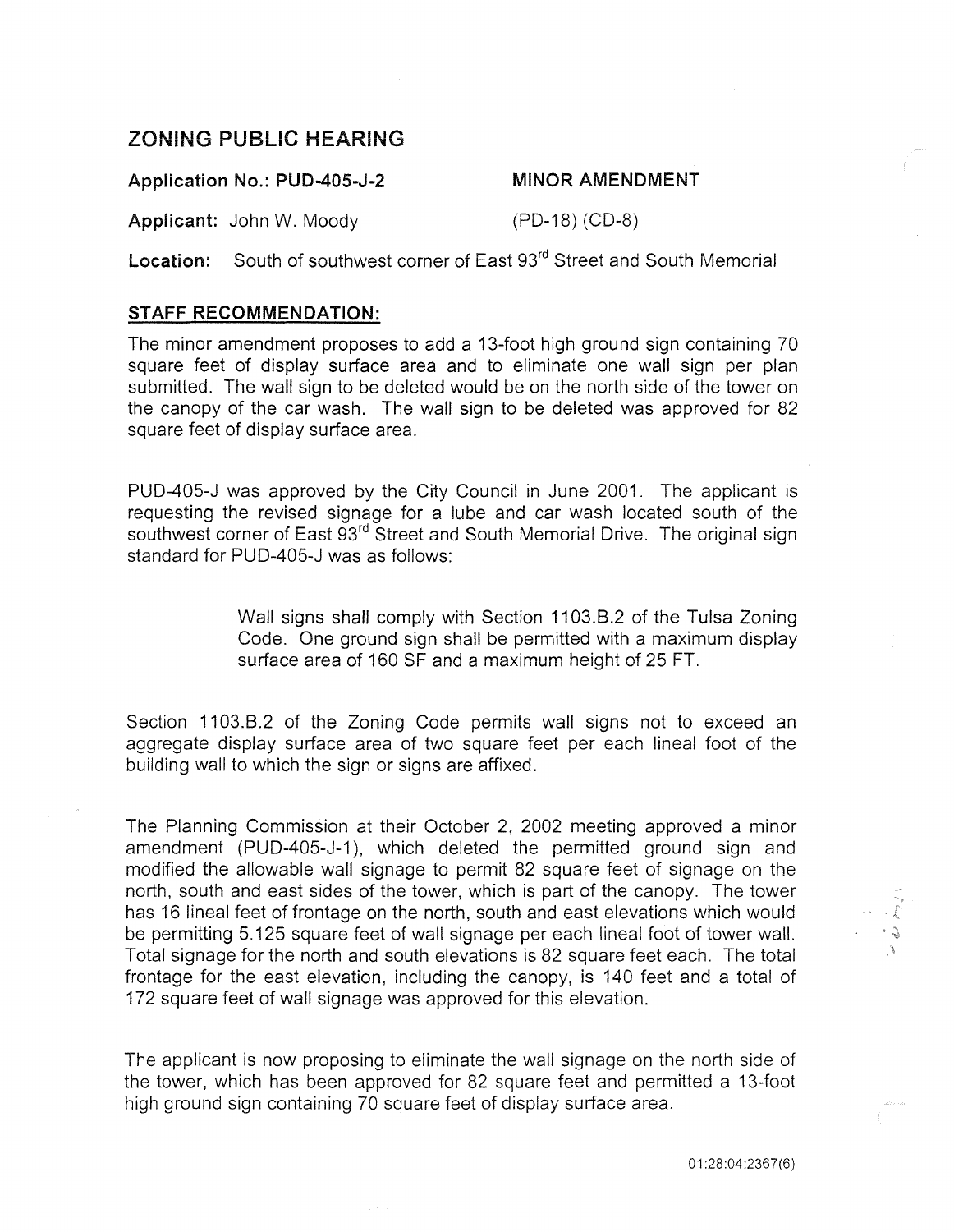## ZONING PUBLIC HEARING

**Application No.: PUD-405-J-2** **MINOR AMENDMENT**

**Applicant:** John W. Moody (PD-18) (CD-8)

**Location:** South of southwest corner of East 93rd Street and South Memorial

### STAFF RECOMMENDATION:

The minor amendment proposes to add a 13-foot high ground sign containing 70 square feet of display surface area and to eliminate one wall sign per plan submitted. The wall sign to be deleted would be on the north side of the tower on the canopy of the car wash. The wall sign to be deleted was approved for 82 square feet of display surface area.

PUD-405-J was approved by the City Council in June 2001. The applicant is requesting the revised signage for a lube and car wash located south of the southwest corner of East 93rd Street and South Memorial Drive. The original sign standard for PUD-405-J was as follows:

> Wall signs shall comply with Section 1103.B.2 of the Tulsa Zoning Code. One ground sign shall be permitted with a maximum display surface area of 160 SF and a maximum height of 25 FT.

Section 1103.B.2 of the Zoning Code permits wall signs not to exceed an aggregate display surface area of two square feet per each lineal foot of the building wall to which the sign or signs are affixed.

The Planning Commission at their October 2, 2002 meeting approved a minor amendment (PUD-405-J-1), which deleted the permitted ground sign and modified the allowable wall signage to permit 82 square feet of signage on the north, south and east sides of the tower, which is part of the canopy. The tower has 16 lineal feet of frontage on the north, south and east elevations which would be permitting 5.125 square feet of wall signage per each lineal foot of tower wall. Total signage for the north and south elevations is 82 square feet each. The total frontage for the east elevation, including the canopy, is 140 feet and a total of 172 square feet of wall signage was approved for this elevation.

The applicant is now proposing to eliminate the wall signage on the north side of the tower, which has been approved for 82 square feet and permitted a 13-foot high ground sign containing 70 square feet of display surface area.

01:28:04:2367(6)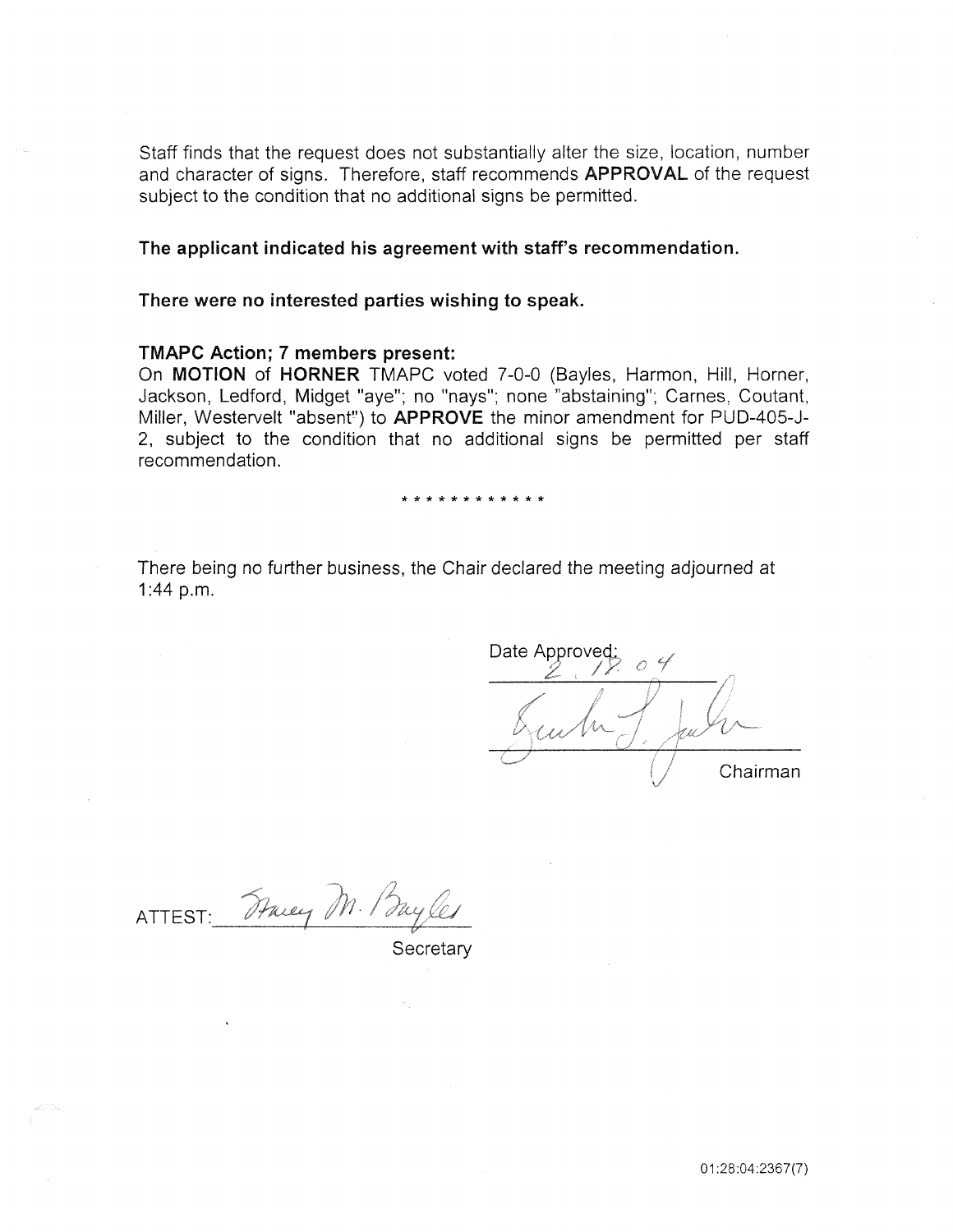Staff finds that the request does not substantially alter the size, location, number and character of signs. Therefore, staff recommends **APPROVAL** of the request subject to the condition that no additional signs be permitted.

**The applicant indicated his agreement with staff's recommendation.**

**There were no interested parties wishing to speak.**

**TMAPC Action; 7 members present:**

On **MOTION** of **HORNER** TMAPC voted 7-0-0 (Bayles, Harmon, Hill, Horner, Jackson, Ledford, Midget "aye"; no "nays"; none "abstaining"; Carnes, Coutant, Miller, Westervelt "absent") to **APPROVE** the minor amendment for PUD-405-J-2, subject to the condition that no additional signs be permitted per staff recommendation.

* * * * * * * * * * * *

There being no further business, the Chair declared the meeting adjourned at 1:44 p.m.

Date Approved: 2.18.04

Chairman

ATTEST: ________________

Secretary

01:28:04:2367(7)